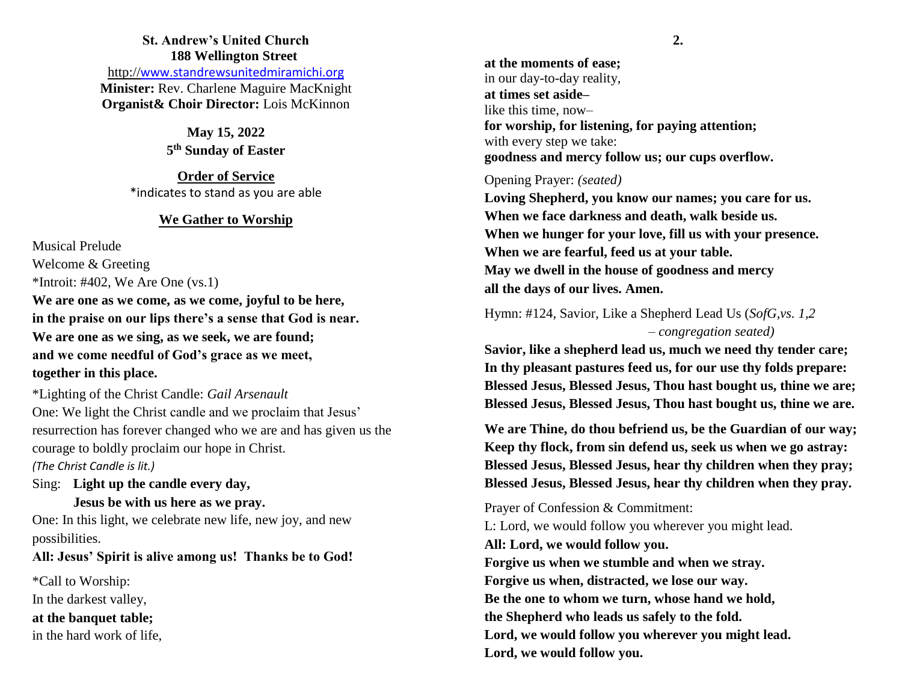**St. Andrew's United Church**
**188 Wellington Street**
http://www.standrewsunitedmiramichi.org
**Minister:** Rev. Charlene Maguire MacKnight
**Organist& Choir Director:** Lois McKinnon

**May 15, 2022**
**5th Sunday of Easter**

**Order of Service**
*indicates to stand as you are able

## We Gather to Worship

Musical Prelude
Welcome & Greeting
*Introit: #402, We Are One (vs.1)
**We are one as we come, as we come, joyful to be here,**
**in the praise on our lips there's a sense that God is near.**
**We are one as we sing, as we seek, we are found;**
**and we come needful of God's grace as we meet,**
**together in this place.**

*Lighting of the Christ Candle: *Gail Arsenault*
One: We light the Christ candle and we proclaim that Jesus' resurrection has forever changed who we are and has given us the courage to boldly proclaim our hope in Christ.
*(The Christ Candle is lit.)*
Sing: **Light up the candle every day,**
**Jesus be with us here as we pray.**
One: In this light, we celebrate new life, new joy, and new possibilities.
**All: Jesus' Spirit is alive among us! Thanks be to God!**

*Call to Worship:
In the darkest valley,
**at the banquet table;**
in the hard work of life,
**at the moments of ease;**
in our day-to-day reality,
**at times set aside–**
like this time, now–
**for worship, for listening, for paying attention;**
with every step we take:
**goodness and mercy follow us; our cups overflow.**

Opening Prayer: *(seated)*
**Loving Shepherd, you know our names; you care for us.**
**When we face darkness and death, walk beside us.**
**When we hunger for your love, fill us with your presence.**
**When we are fearful, feed us at your table.**
**May we dwell in the house of goodness and mercy**
**all the days of our lives. Amen.**

Hymn: #124, Savior, Like a Shepherd Lead Us (*SofG,vs. 1,2 – congregation seated)*
**Savior, like a shepherd lead us, much we need thy tender care;**
**In thy pleasant pastures feed us, for our use thy folds prepare:**
**Blessed Jesus, Blessed Jesus, Thou hast bought us, thine we are;**
**Blessed Jesus, Blessed Jesus, Thou hast bought us, thine we are.**

**We are Thine, do thou befriend us, be the Guardian of our way;**
**Keep thy flock, from sin defend us, seek us when we go astray:**
**Blessed Jesus, Blessed Jesus, hear thy children when they pray;**
**Blessed Jesus, Blessed Jesus, hear thy children when they pray.**

Prayer of Confession & Commitment:
L: Lord, we would follow you wherever you might lead.
**All: Lord, we would follow you.**
**Forgive us when we stumble and when we stray.**
**Forgive us when, distracted, we lose our way.**
**Be the one to whom we turn, whose hand we hold,**
**the Shepherd who leads us safely to the fold.**
**Lord, we would follow you wherever you might lead.**
**Lord, we would follow you.**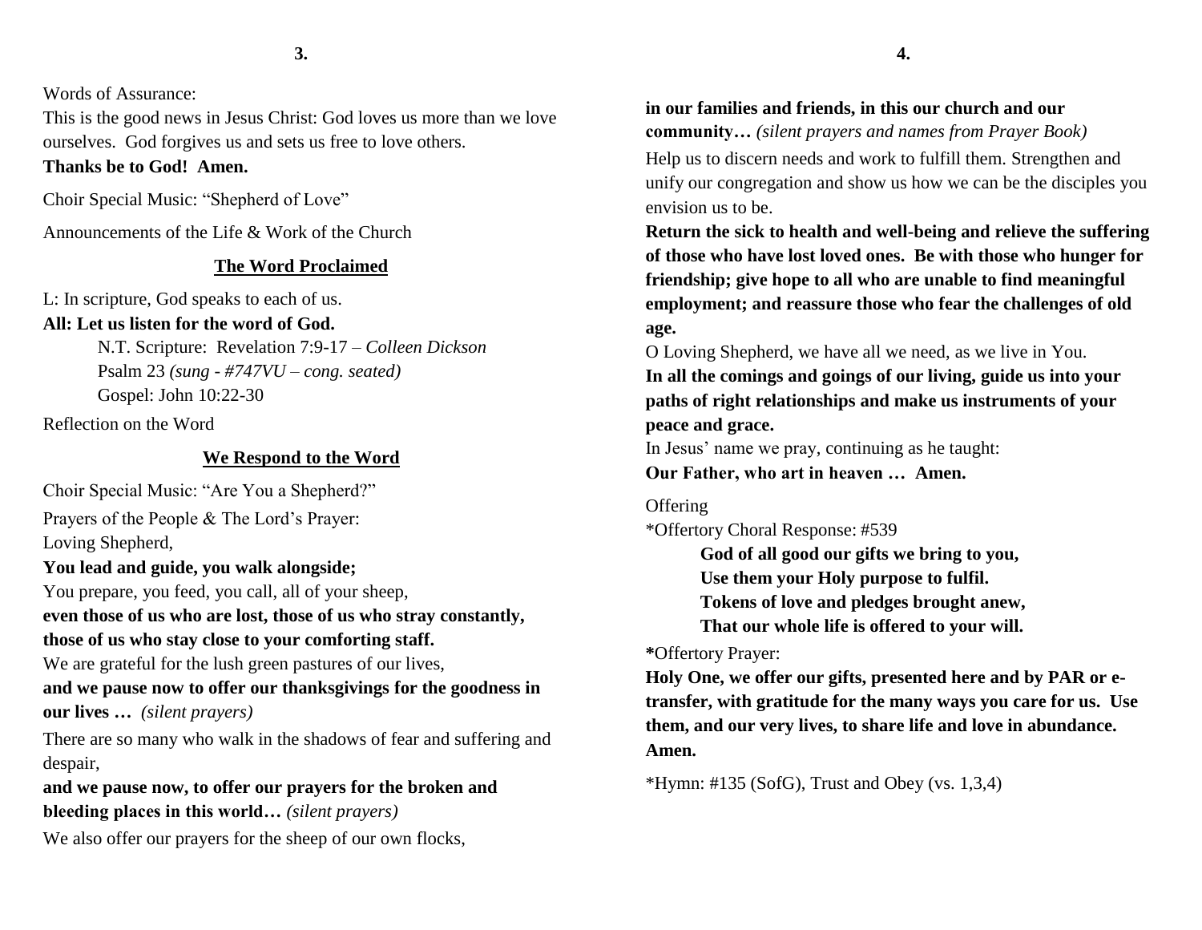Words of Assurance:

This is the good news in Jesus Christ: God loves us more than we love ourselves. God forgives us and sets us free to love others.

**Thanks be to God! Amen.**

Choir Special Music: "Shepherd of Love"

Announcements of the Life & Work of the Church

## The Word Proclaimed

L: In scripture, God speaks to each of us.

**All: Let us listen for the word of God.**

N.T. Scripture: Revelation 7:9-17 – *Colleen Dickson*
Psalm 23 *(sung - #747VU – cong. seated)*
Gospel: John 10:22-30

Reflection on the Word

## We Respond to the Word

Choir Special Music: "Are You a Shepherd?"

Prayers of the People & The Lord's Prayer:

Loving Shepherd,

**You lead and guide, you walk alongside;**

You prepare, you feed, you call, all of your sheep,

**even those of us who are lost, those of us who stray constantly, those of us who stay close to your comforting staff.**

We are grateful for the lush green pastures of our lives,

**and we pause now to offer our thanksgivings for the goodness in our lives …** *(silent prayers)*

There are so many who walk in the shadows of fear and suffering and despair,

**and we pause now, to offer our prayers for the broken and bleeding places in this world…** *(silent prayers)*

We also offer our prayers for the sheep of our own flocks,

**in our families and friends, in this our church and our community…** *(silent prayers and names from Prayer Book)*

Help us to discern needs and work to fulfill them. Strengthen and unify our congregation and show us how we can be the disciples you envision us to be.

**Return the sick to health and well-being and relieve the suffering of those who have lost loved ones. Be with those who hunger for friendship; give hope to all who are unable to find meaningful employment; and reassure those who fear the challenges of old age.**

O Loving Shepherd, we have all we need, as we live in You.

**In all the comings and goings of our living, guide us into your paths of right relationships and make us instruments of your peace and grace.**

In Jesus' name we pray, continuing as he taught:

**Our Father, who art in heaven … Amen.**

Offering

*Offertory Choral Response: #539

**God of all good our gifts we bring to you,**
**Use them your Holy purpose to fulfil.**
**Tokens of love and pledges brought anew,**
**That our whole life is offered to your will.**

*Offertory Prayer:

**Holy One, we offer our gifts, presented here and by PAR or e-transfer, with gratitude for the many ways you care for us. Use them, and our very lives, to share life and love in abundance. Amen.**

*Hymn: #135 (SofG), Trust and Obey (vs. 1,3,4)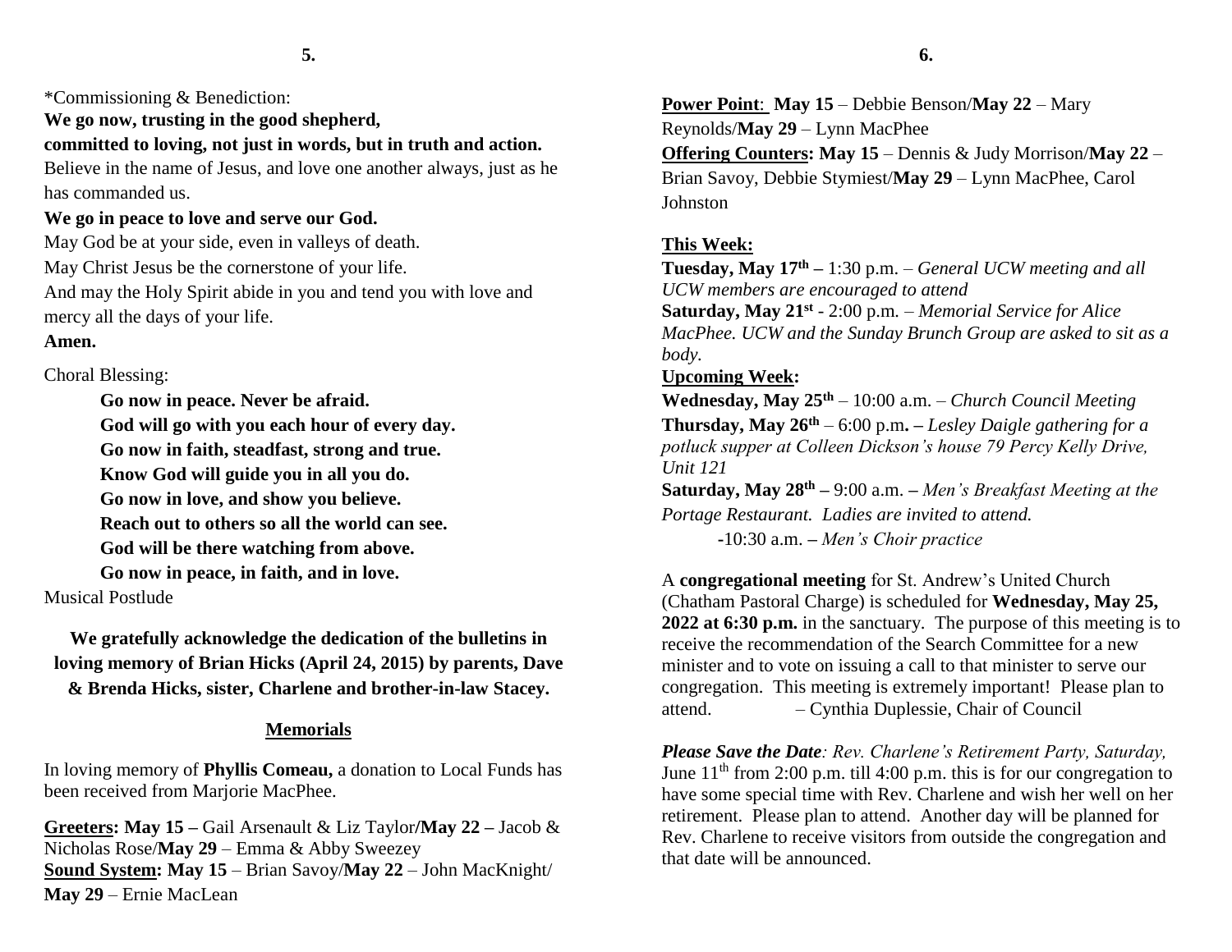*Commissioning & Benediction:

**We go now, trusting in the good shepherd,**
**committed to loving, not just in words, but in truth and action.**

Believe in the name of Jesus, and love one another always, just as he has commanded us.

**We go in peace to love and serve our God.**

May God be at your side, even in valleys of death.
May Christ Jesus be the cornerstone of your life.
And may the Holy Spirit abide in you and tend you with love and mercy all the days of your life.

**Amen.**

Choral Blessing:

> **Go now in peace. Never be afraid.**
> **God will go with you each hour of every day.**
> **Go now in faith, steadfast, strong and true.**
> **Know God will guide you in all you do.**
> **Go now in love, and show you believe.**
> **Reach out to others so all the world can see.**
> **God will be there watching from above.**
> **Go now in peace, in faith, and in love.**

Musical Postlude

**We gratefully acknowledge the dedication of the bulletins in loving memory of Brian Hicks (April 24, 2015) by parents, Dave & Brenda Hicks, sister, Charlene and brother-in-law Stacey.**

## Memorials

In loving memory of **Phyllis Comeau,** a donation to Local Funds has been received from Marjorie MacPhee.

**Greeters: May 15 –** Gail Arsenault & Liz Taylor**/May 22 –** Jacob & Nicholas Rose/**May 29** – Emma & Abby Sweezey
**Sound System: May 15** – Brian Savoy/**May 22** – John MacKnight/ **May 29** – Ernie MacLean

**Power Point**: **May 15** – Debbie Benson/**May 22** – Mary Reynolds/**May 29** – Lynn MacPhee
**Offering Counters: May 15** – Dennis & Judy Morrison/**May 22** – Brian Savoy, Debbie Stymiest/**May 29** – Lynn MacPhee, Carol Johnston

**This Week:**

**Tuesday, May 17th –** 1:30 p.m. – *General UCW meeting and all UCW members are encouraged to attend*
**Saturday, May 21st** - 2:00 p.m. – *Memorial Service for Alice MacPhee. UCW and the Sunday Brunch Group are asked to sit as a body.*

**Upcoming Week:**

**Wednesday, May 25th** – 10:00 a.m. – *Church Council Meeting*
**Thursday, May 26th** – 6:00 p.m**. –** *Lesley Daigle gathering for a potluck supper at Colleen Dickson's house 79 Percy Kelly Drive, Unit 121*
**Saturday, May 28th –** 9:00 a.m. **–** *Men's Breakfast Meeting at the Portage Restaurant. Ladies are invited to attend.*
-10:30 a.m. **–** *Men's Choir practice*

A **congregational meeting** for St. Andrew's United Church (Chatham Pastoral Charge) is scheduled for **Wednesday, May 25, 2022 at 6:30 p.m.** in the sanctuary. The purpose of this meeting is to receive the recommendation of the Search Committee for a new minister and to vote on issuing a call to that minister to serve our congregation. This meeting is extremely important! Please plan to attend. – Cynthia Duplessie, Chair of Council

***Please Save the Date****: Rev. Charlene's Retirement Party, Saturday,* June 11th from 2:00 p.m. till 4:00 p.m. this is for our congregation to have some special time with Rev. Charlene and wish her well on her retirement. Please plan to attend. Another day will be planned for Rev. Charlene to receive visitors from outside the congregation and that date will be announced.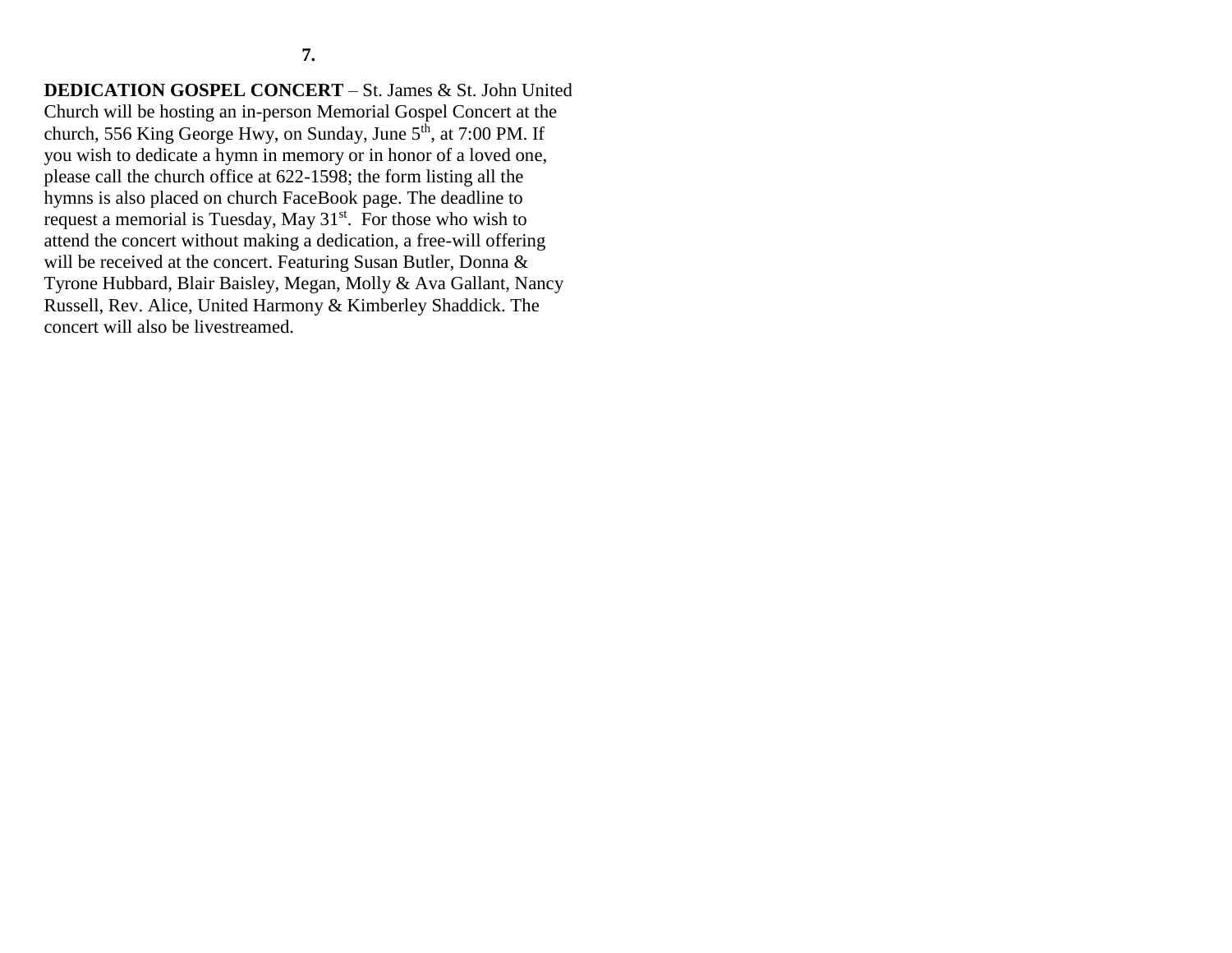**DEDICATION GOSPEL CONCERT** – St. James & St. John United Church will be hosting an in-person Memorial Gospel Concert at the church, 556 King George Hwy, on Sunday, June 5th, at 7:00 PM. If you wish to dedicate a hymn in memory or in honor of a loved one, please call the church office at 622-1598; the form listing all the hymns is also placed on church FaceBook page. The deadline to request a memorial is Tuesday, May 31st. For those who wish to attend the concert without making a dedication, a free-will offering will be received at the concert. Featuring Susan Butler, Donna & Tyrone Hubbard, Blair Baisley, Megan, Molly & Ava Gallant, Nancy Russell, Rev. Alice, United Harmony & Kimberley Shaddick. The concert will also be livestreamed.